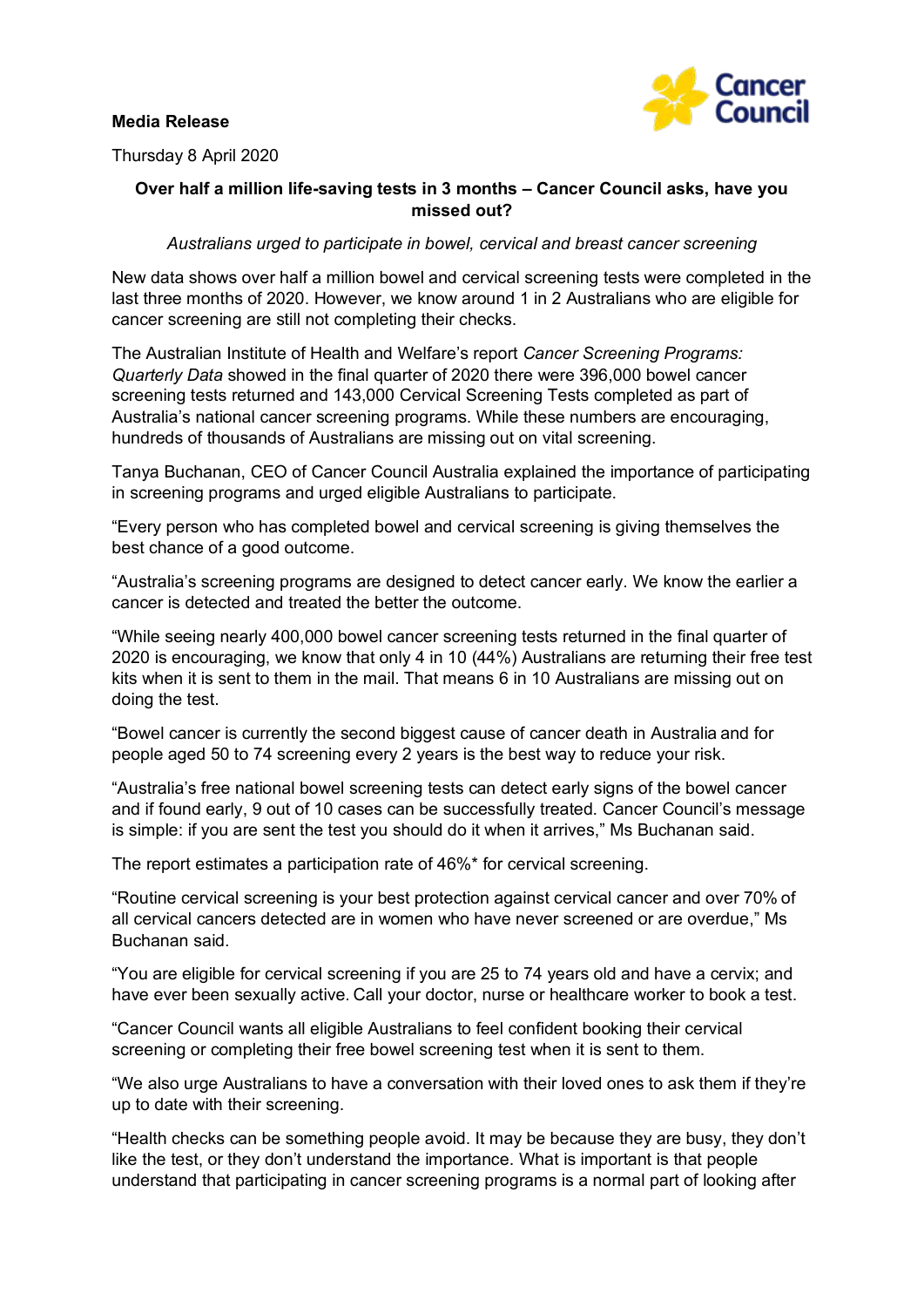**Media Release**

Thursday 8 April 2020

**Over half a million life-saving tests in 3 months – Cancer Council asks, have you missed out?**

*Australians urged to participate in bowel, cervical and breast cancer screening*

New data shows over half a million bowel and cervical screening tests were completed in the last three months of 2020. However, we know around 1 in 2 Australians who are eligible for cancer screening are still not completing their checks.

The Australian Institute of Health and Welfare's report *Cancer Screening Programs: Quarterly Data* showed in the final quarter of 2020 there were 396,000 bowel cancer screening tests returned and 143,000 Cervical Screening Tests completed as part of Australia's national cancer screening programs. While these numbers are encouraging, hundreds of thousands of Australians are missing out on vital screening.

Tanya Buchanan, CEO of Cancer Council Australia explained the importance of participating in screening programs and urged eligible Australians to participate.

"Every person who has completed bowel and cervical screening is giving themselves the best chance of a good outcome.

"Australia's screening programs are designed to detect cancer early. We know the earlier a cancer is detected and treated the better the outcome.

"While seeing nearly 400,000 bowel cancer screening tests returned in the final quarter of 2020 is encouraging, we know that only 4 in 10 (44%) Australians are returning their free test kits when it is sent to them in the mail. That means 6 in 10 Australians are missing out on doing the test.

"Bowel cancer is currently the second biggest cause of cancer death in Australia and for people aged 50 to 74 screening every 2 years is the best way to reduce your risk.

"Australia's free national bowel screening tests can detect early signs of the bowel cancer and if found early, 9 out of 10 cases can be successfully treated. Cancer Council's message is simple: if you are sent the test you should do it when it arrives," Ms Buchanan said.

The report estimates a participation rate of 46%* for cervical screening.

"Routine cervical screening is your best protection against cervical cancer and over 70% of all cervical cancers detected are in women who have never screened or are overdue," Ms Buchanan said.

"You are eligible for cervical screening if you are 25 to 74 years old and have a cervix; and have ever been sexually active. Call your doctor, nurse or healthcare worker to book a test.

"Cancer Council wants all eligible Australians to feel confident booking their cervical screening or completing their free bowel screening test when it is sent to them.

"We also urge Australians to have a conversation with their loved ones to ask them if they're up to date with their screening.

"Health checks can be something people avoid. It may be because they are busy, they don't like the test, or they don't understand the importance. What is important is that people understand that participating in cancer screening programs is a normal part of looking after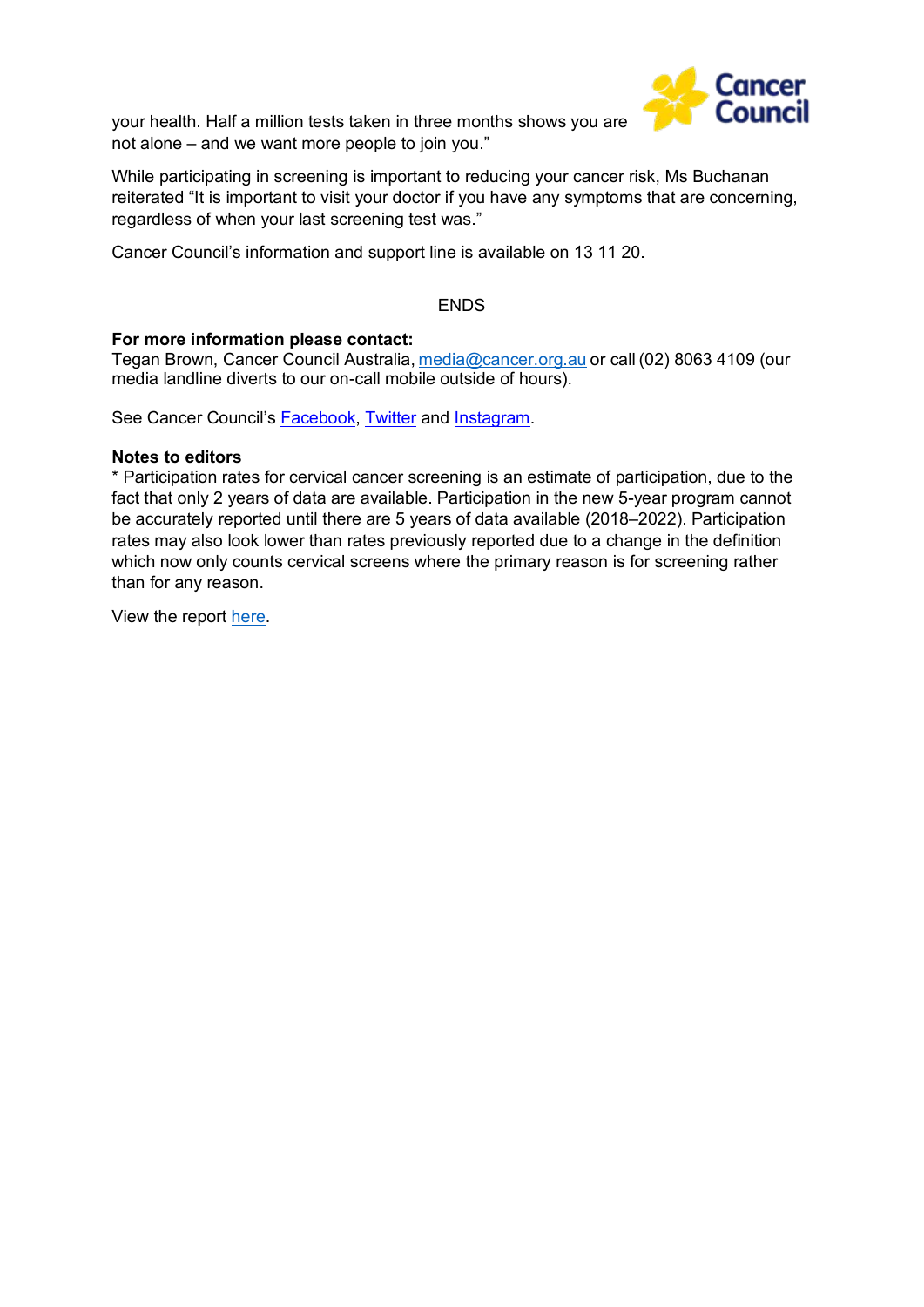your health. Half a million tests taken in three months shows you are not alone – and we want more people to join you."

While participating in screening is important to reducing your cancer risk, Ms Buchanan reiterated "It is important to visit your doctor if you have any symptoms that are concerning, regardless of when your last screening test was."

Cancer Council's information and support line is available on 13 11 20.

ENDS

**For more information please contact:**
Tegan Brown, Cancer Council Australia, media@cancer.org.au or call (02) 8063 4109 (our media landline diverts to our on-call mobile outside of hours).

See Cancer Council's Facebook, Twitter and Instagram.

**Notes to editors**
* Participation rates for cervical cancer screening is an estimate of participation, due to the fact that only 2 years of data are available. Participation in the new 5-year program cannot be accurately reported until there are 5 years of data available (2018–2022). Participation rates may also look lower than rates previously reported due to a change in the definition which now only counts cervical screens where the primary reason is for screening rather than for any reason.

View the report here.